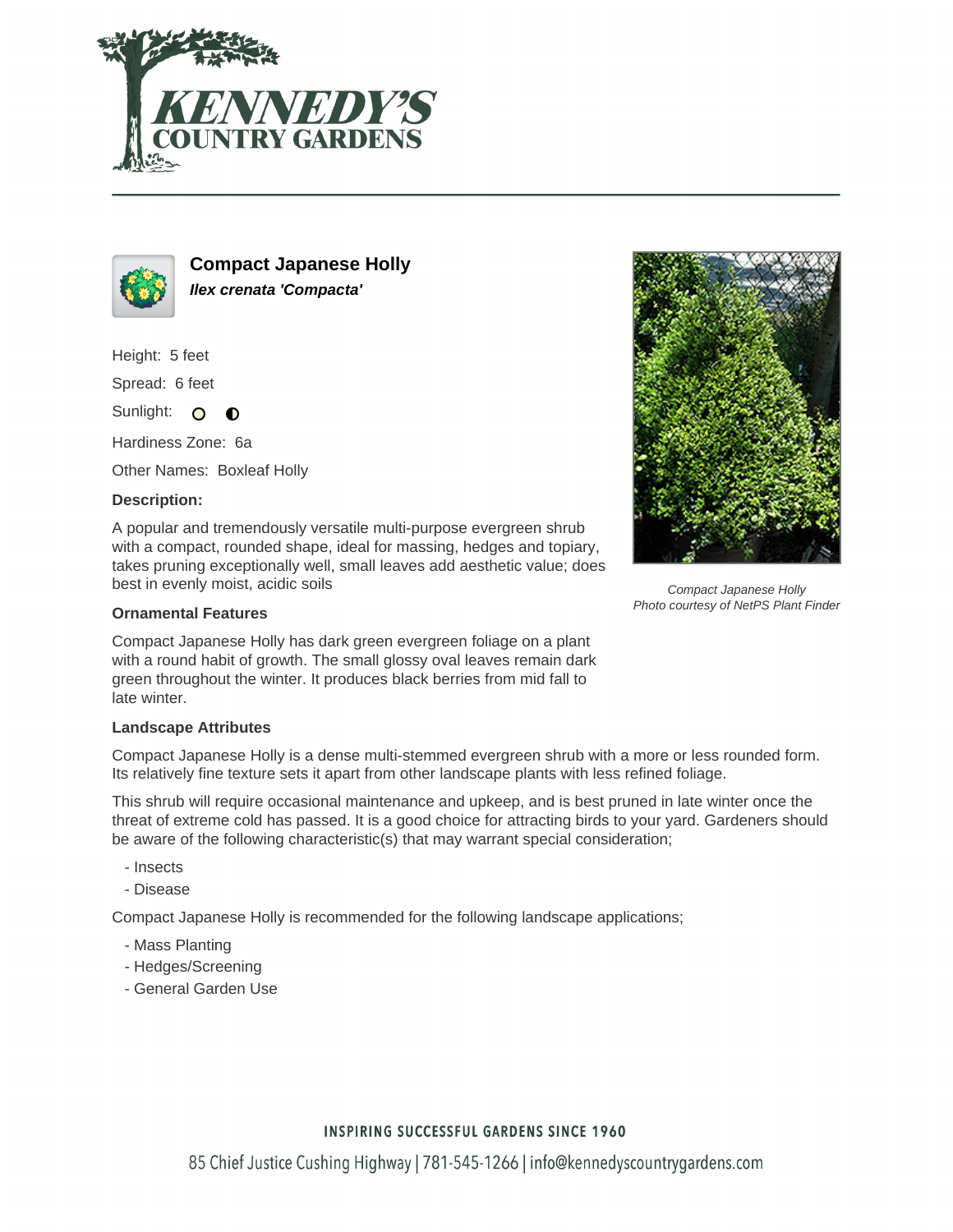# Compact Japanese Holly

***Ilex crenata 'Compacta'***

Height: 5 feet

Spread: 6 feet

Sunlight:

Hardiness Zone: 6a

Other Names: Boxleaf Holly

### Description:

A popular and tremendously versatile multi-purpose evergreen shrub with a compact, rounded shape, ideal for massing, hedges and topiary, takes pruning exceptionally well, small leaves add aesthetic value; does best in evenly moist, acidic soils

*Compact Japanese Holly*
*Photo courtesy of NetPS Plant Finder*

### Ornamental Features

Compact Japanese Holly has dark green evergreen foliage on a plant with a round habit of growth. The small glossy oval leaves remain dark green throughout the winter. It produces black berries from mid fall to late winter.

### Landscape Attributes

Compact Japanese Holly is a dense multi-stemmed evergreen shrub with a more or less rounded form. Its relatively fine texture sets it apart from other landscape plants with less refined foliage.

This shrub will require occasional maintenance and upkeep, and is best pruned in late winter once the threat of extreme cold has passed. It is a good choice for attracting birds to your yard. Gardeners should be aware of the following characteristic(s) that may warrant special consideration;

- Insects
- Disease

Compact Japanese Holly is recommended for the following landscape applications;

- Mass Planting
- Hedges/Screening
- General Garden Use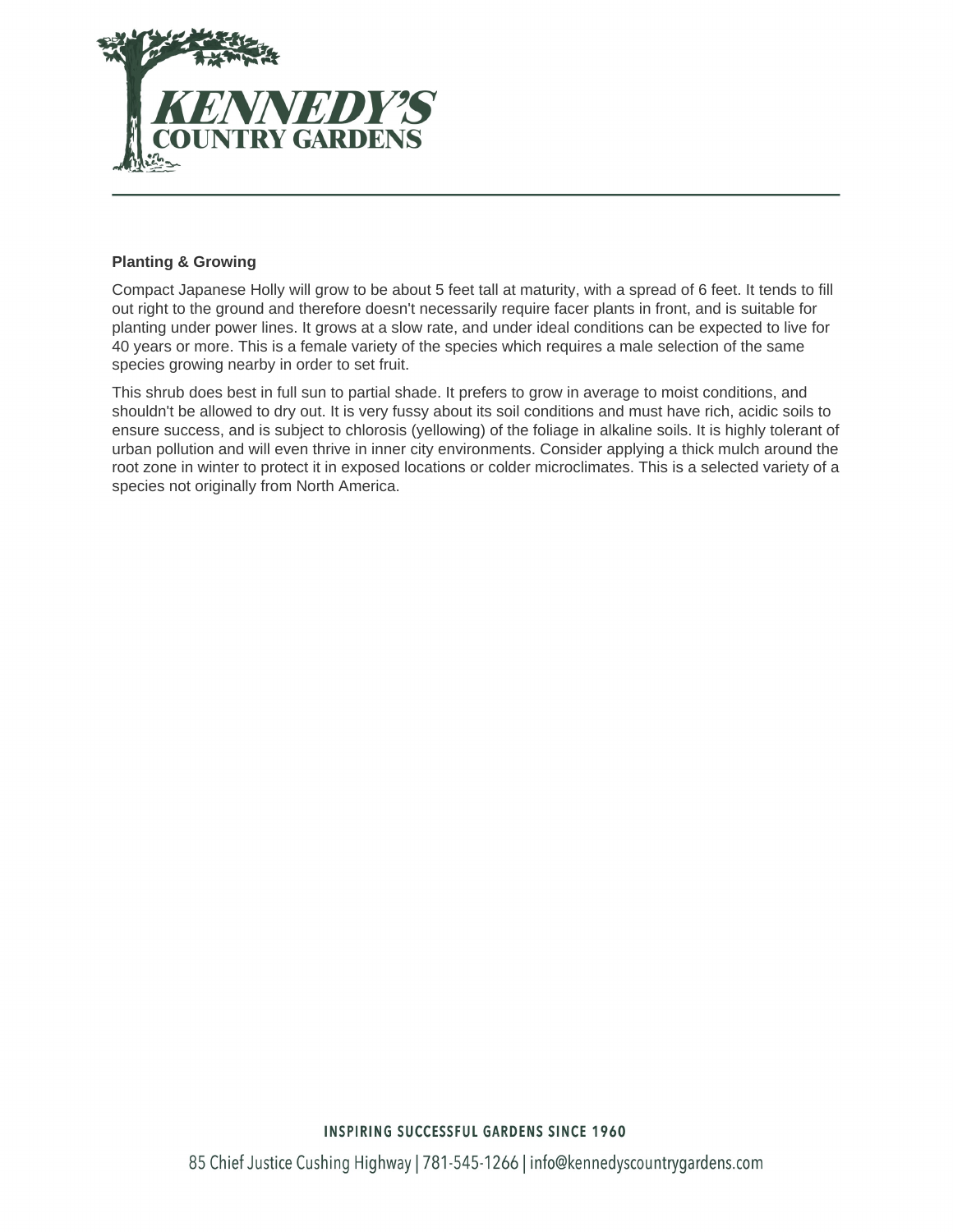## Planting & Growing

Compact Japanese Holly will grow to be about 5 feet tall at maturity, with a spread of 6 feet. It tends to fill out right to the ground and therefore doesn't necessarily require facer plants in front, and is suitable for planting under power lines. It grows at a slow rate, and under ideal conditions can be expected to live for 40 years or more. This is a female variety of the species which requires a male selection of the same species growing nearby in order to set fruit.

This shrub does best in full sun to partial shade. It prefers to grow in average to moist conditions, and shouldn't be allowed to dry out. It is very fussy about its soil conditions and must have rich, acidic soils to ensure success, and is subject to chlorosis (yellowing) of the foliage in alkaline soils. It is highly tolerant of urban pollution and will even thrive in inner city environments. Consider applying a thick mulch around the root zone in winter to protect it in exposed locations or colder microclimates. This is a selected variety of a species not originally from North America.